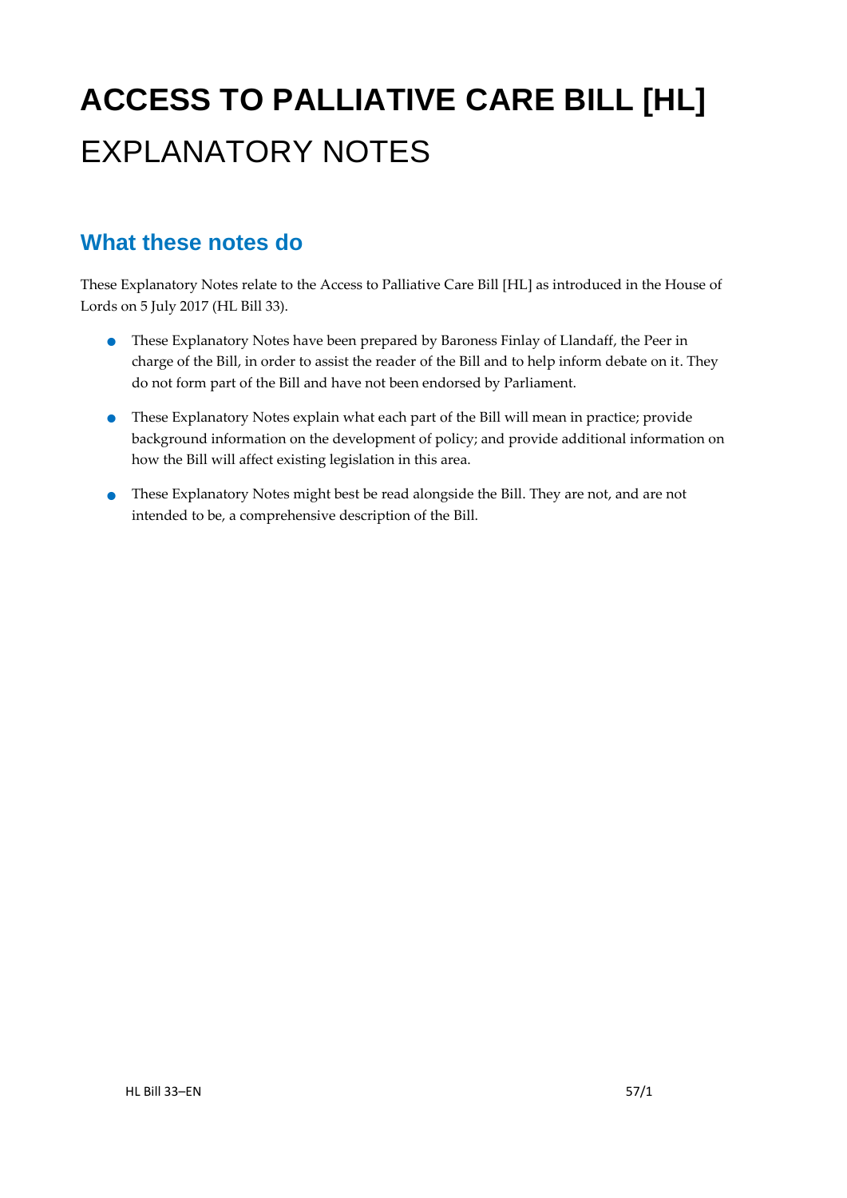# ACCESS TO PALLIATIVE CARE BILL [HL]

EXPLANATORY NOTES

## What these notes do

These Explanatory Notes relate to the Access to Palliative Care Bill [HL] as introduced in the House of Lords on 5 July 2017 (HL Bill 33).

- These Explanatory Notes have been prepared by Baroness Finlay of Llandaff, the Peer in charge of the Bill, in order to assist the reader of the Bill and to help inform debate on it. They do not form part of the Bill and have not been endorsed by Parliament.
- These Explanatory Notes explain what each part of the Bill will mean in practice; provide background information on the development of policy; and provide additional information on how the Bill will affect existing legislation in this area.
- These Explanatory Notes might best be read alongside the Bill. They are not, and are not intended to be, a comprehensive description of the Bill.

HL Bill 33–EN 57/1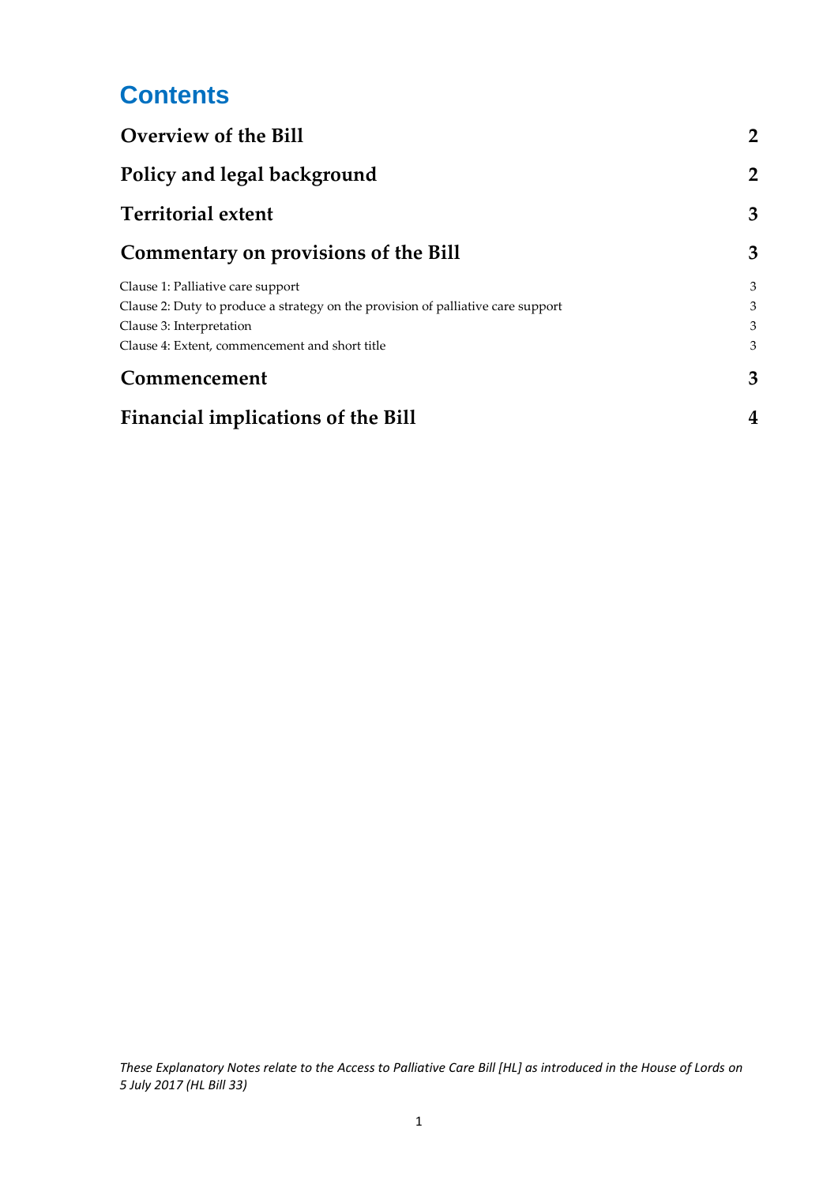# Contents

| | |
|---|---|
| **Overview of the Bill** | **2** |
| **Policy and legal background** | **2** |
| **Territorial extent** | **3** |
| **Commentary on provisions of the Bill** | **3** |
| Clause 1: Palliative care support | 3 |
| Clause 2: Duty to produce a strategy on the provision of palliative care support | 3 |
| Clause 3: Interpretation | 3 |
| Clause 4: Extent, commencement and short title | 3 |
| **Commencement** | **3** |
| **Financial implications of the Bill** | **4** |

*These Explanatory Notes relate to the Access to Palliative Care Bill [HL] as introduced in the House of Lords on 5 July 2017 (HL Bill 33)*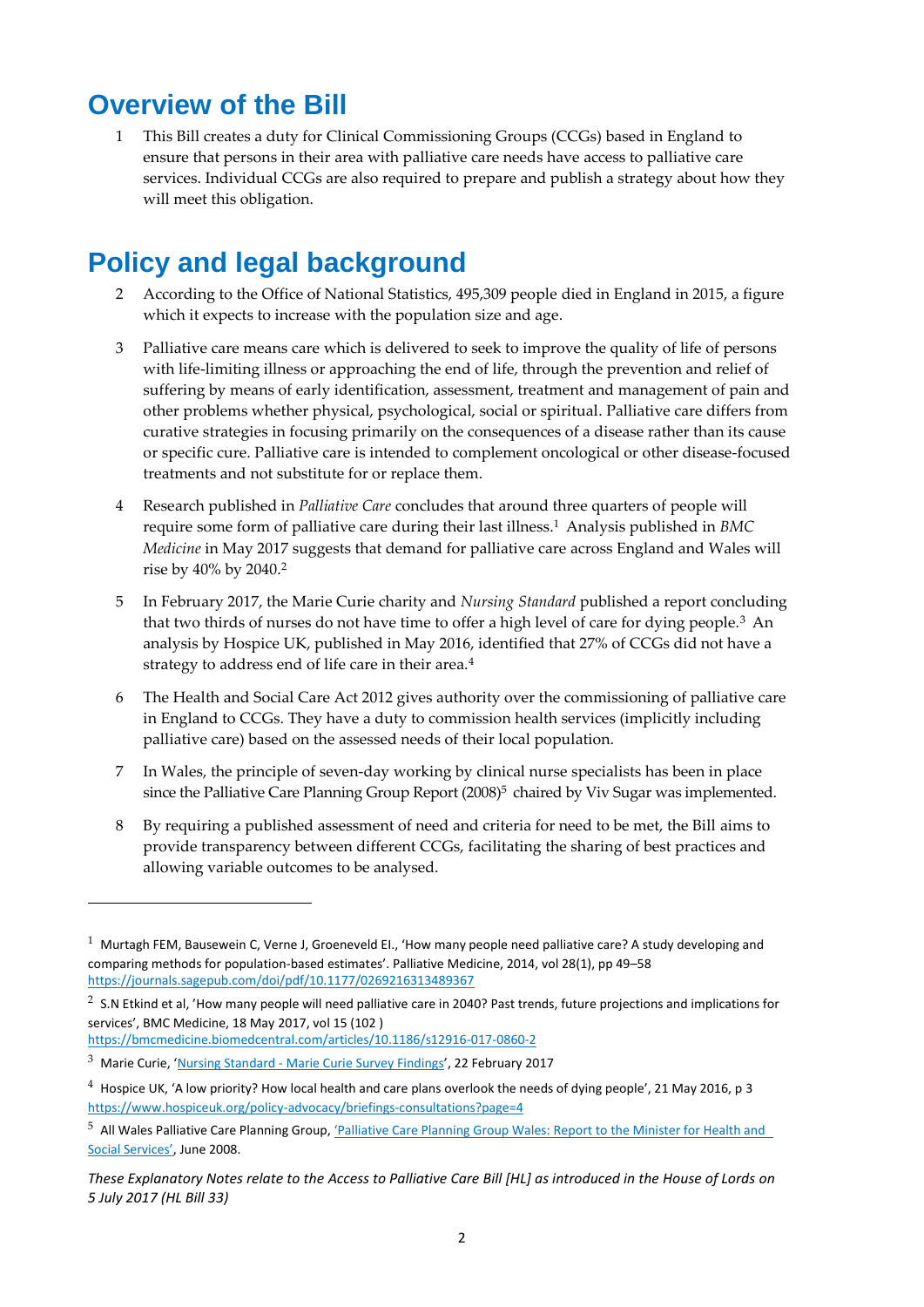## Overview of the Bill

1 This Bill creates a duty for Clinical Commissioning Groups (CCGs) based in England to ensure that persons in their area with palliative care needs have access to palliative care services. Individual CCGs are also required to prepare and publish a strategy about how they will meet this obligation.

## Policy and legal background

2 According to the Office of National Statistics, 495,309 people died in England in 2015, a figure which it expects to increase with the population size and age.

3 Palliative care means care which is delivered to seek to improve the quality of life of persons with life-limiting illness or approaching the end of life, through the prevention and relief of suffering by means of early identification, assessment, treatment and management of pain and other problems whether physical, psychological, social or spiritual. Palliative care differs from curative strategies in focusing primarily on the consequences of a disease rather than its cause or specific cure. Palliative care is intended to complement oncological or other disease-focused treatments and not substitute for or replace them.

4 Research published in *Palliative Care* concludes that around three quarters of people will require some form of palliative care during their last illness.[1] Analysis published in *BMC Medicine* in May 2017 suggests that demand for palliative care across England and Wales will rise by 40% by 2040.[2]

5 In February 2017, the Marie Curie charity and *Nursing Standard* published a report concluding that two thirds of nurses do not have time to offer a high level of care for dying people.[3] An analysis by Hospice UK, published in May 2016, identified that 27% of CCGs did not have a strategy to address end of life care in their area.[4]

6 The Health and Social Care Act 2012 gives authority over the commissioning of palliative care in England to CCGs. They have a duty to commission health services (implicitly including palliative care) based on the assessed needs of their local population.

7 In Wales, the principle of seven-day working by clinical nurse specialists has been in place since the Palliative Care Planning Group Report (2008)[5] chaired by Viv Sugar was implemented.

8 By requiring a published assessment of need and criteria for need to be met, the Bill aims to provide transparency between different CCGs, facilitating the sharing of best practices and allowing variable outcomes to be analysed.

---

[1] Murtagh FEM, Bausewein C, Verne J, Groeneveld EI., 'How many people need palliative care? A study developing and comparing methods for population-based estimates'. Palliative Medicine, 2014, vol 28(1), pp 49–58 https://journals.sagepub.com/doi/pdf/10.1177/0269216313489367

[2] S.N Etkind et al, 'How many people will need palliative care in 2040? Past trends, future projections and implications for services', BMC Medicine, 18 May 2017, vol 15 (102 ) https://bmcmedicine.biomedcentral.com/articles/10.1186/s12916-017-0860-2

[3] Marie Curie, 'Nursing Standard - Marie Curie Survey Findings', 22 February 2017

[4] Hospice UK, 'A low priority? How local health and care plans overlook the needs of dying people', 21 May 2016, p 3 https://www.hospiceuk.org/policy-advocacy/briefings-consultations?page=4

[5] All Wales Palliative Care Planning Group, 'Palliative Care Planning Group Wales: Report to the Minister for Health and Social Services', June 2008.

*These Explanatory Notes relate to the Access to Palliative Care Bill [HL] as introduced in the House of Lords on 5 July 2017 (HL Bill 33)*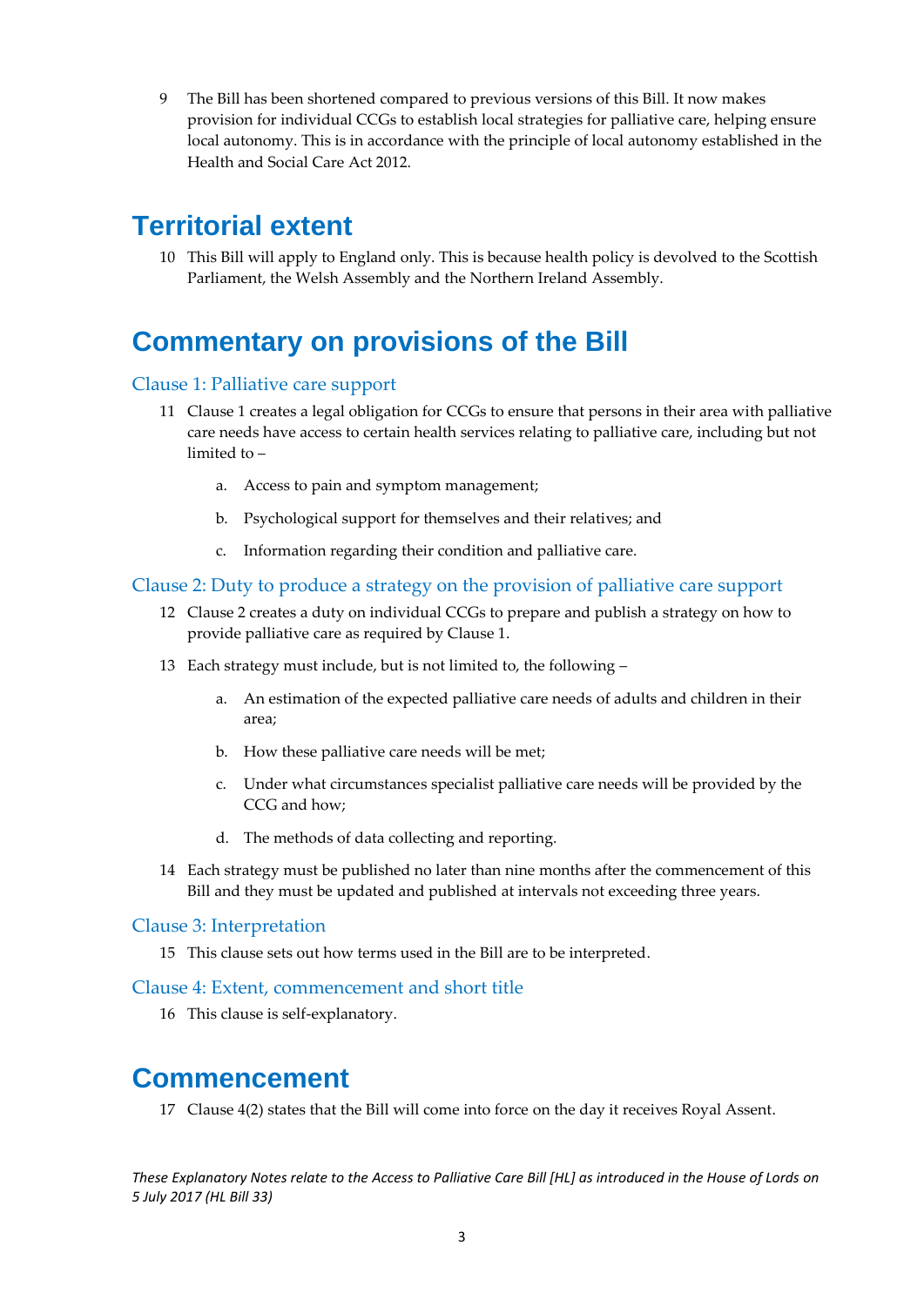9 The Bill has been shortened compared to previous versions of this Bill. It now makes provision for individual CCGs to establish local strategies for palliative care, helping ensure local autonomy. This is in accordance with the principle of local autonomy established in the Health and Social Care Act 2012.

# Territorial extent

10 This Bill will apply to England only. This is because health policy is devolved to the Scottish Parliament, the Welsh Assembly and the Northern Ireland Assembly.

# Commentary on provisions of the Bill

### Clause 1: Palliative care support

11 Clause 1 creates a legal obligation for CCGs to ensure that persons in their area with palliative care needs have access to certain health services relating to palliative care, including but not limited to –

a. Access to pain and symptom management;

b. Psychological support for themselves and their relatives; and

c. Information regarding their condition and palliative care.

### Clause 2: Duty to produce a strategy on the provision of palliative care support

12 Clause 2 creates a duty on individual CCGs to prepare and publish a strategy on how to provide palliative care as required by Clause 1.

13 Each strategy must include, but is not limited to, the following –

a. An estimation of the expected palliative care needs of adults and children in their area;

b. How these palliative care needs will be met;

c. Under what circumstances specialist palliative care needs will be provided by the CCG and how;

d. The methods of data collecting and reporting.

14 Each strategy must be published no later than nine months after the commencement of this Bill and they must be updated and published at intervals not exceeding three years.

### Clause 3: Interpretation

15 This clause sets out how terms used in the Bill are to be interpreted.

### Clause 4: Extent, commencement and short title

16 This clause is self-explanatory.

# Commencement

17 Clause 4(2) states that the Bill will come into force on the day it receives Royal Assent.

*These Explanatory Notes relate to the Access to Palliative Care Bill [HL] as introduced in the House of Lords on 5 July 2017 (HL Bill 33)*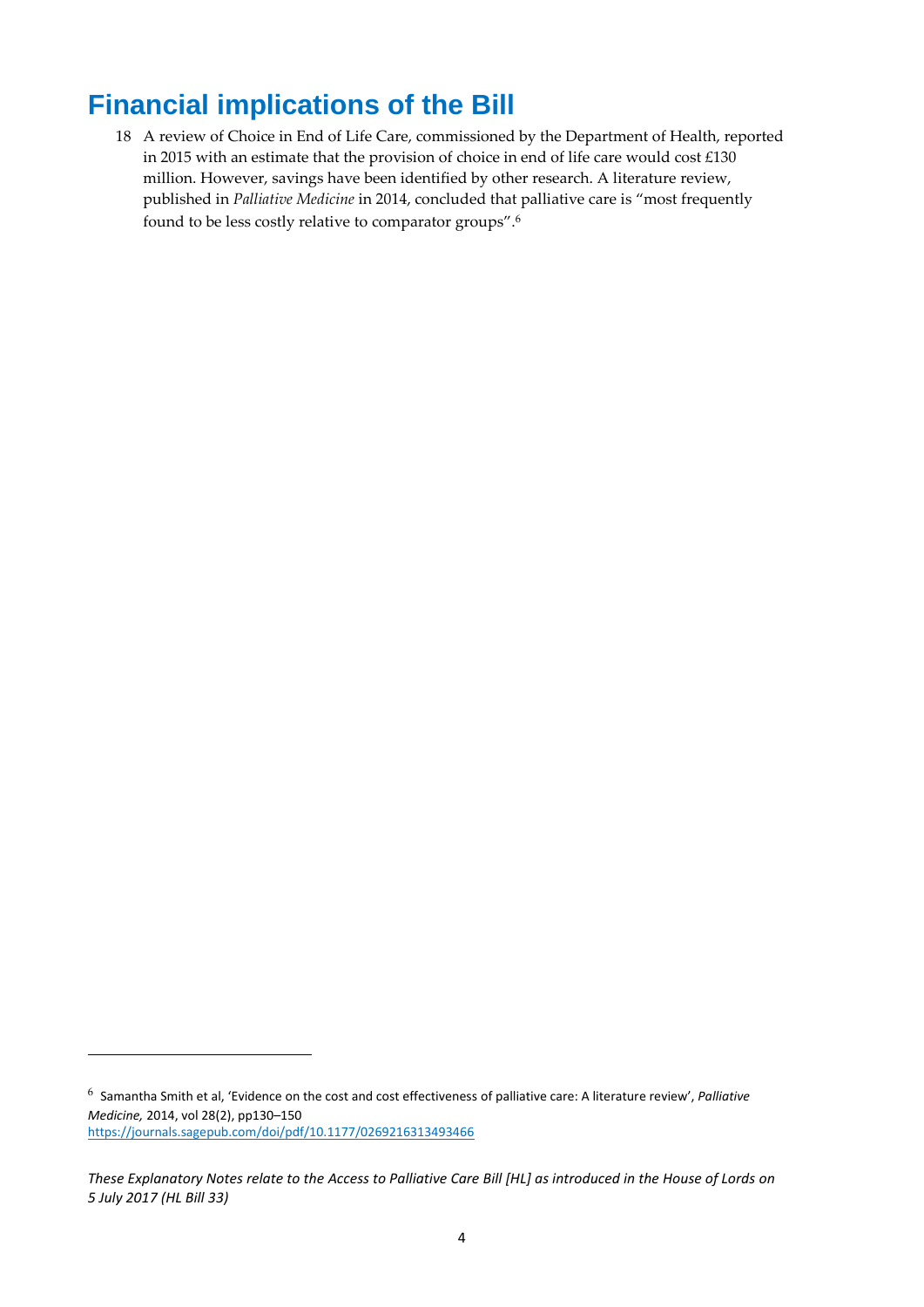## Financial implications of the Bill

18 A review of Choice in End of Life Care, commissioned by the Department of Health, reported in 2015 with an estimate that the provision of choice in end of life care would cost £130 million. However, savings have been identified by other research. A literature review, published in *Palliative Medicine* in 2014, concluded that palliative care is "most frequently found to be less costly relative to comparator groups".[6]

---

[6] Samantha Smith et al, 'Evidence on the cost and cost effectiveness of palliative care: A literature review', *Palliative Medicine,* 2014, vol 28(2), pp130–150 https://journals.sagepub.com/doi/pdf/10.1177/0269216313493466

*These Explanatory Notes relate to the Access to Palliative Care Bill [HL] as introduced in the House of Lords on 5 July 2017 (HL Bill 33)*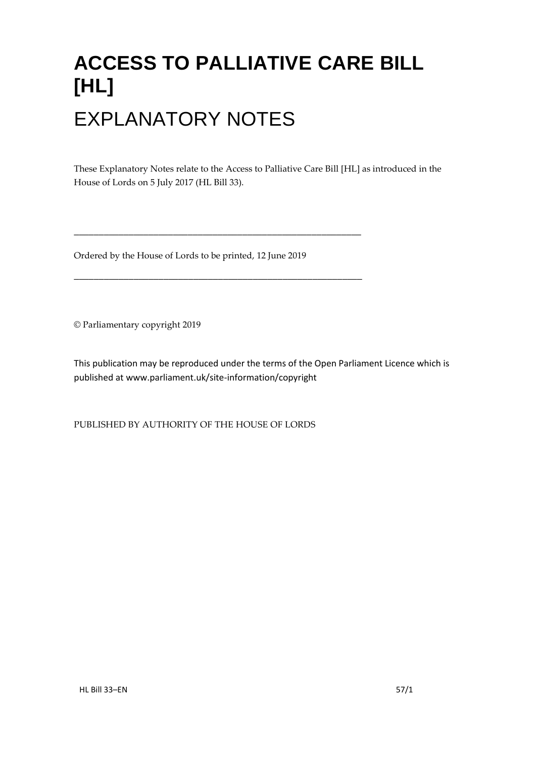# ACCESS TO PALLIATIVE CARE BILL [HL]

# EXPLANATORY NOTES

These Explanatory Notes relate to the Access to Palliative Care Bill [HL] as introduced in the House of Lords on 5 July 2017 (HL Bill 33).

---

Ordered by the House of Lords to be printed, 12 June 2019

---

© Parliamentary copyright 2019

This publication may be reproduced under the terms of the Open Parliament Licence which is published at www.parliament.uk/site-information/copyright

PUBLISHED BY AUTHORITY OF THE HOUSE OF LORDS

HL Bill 33–EN 57/1